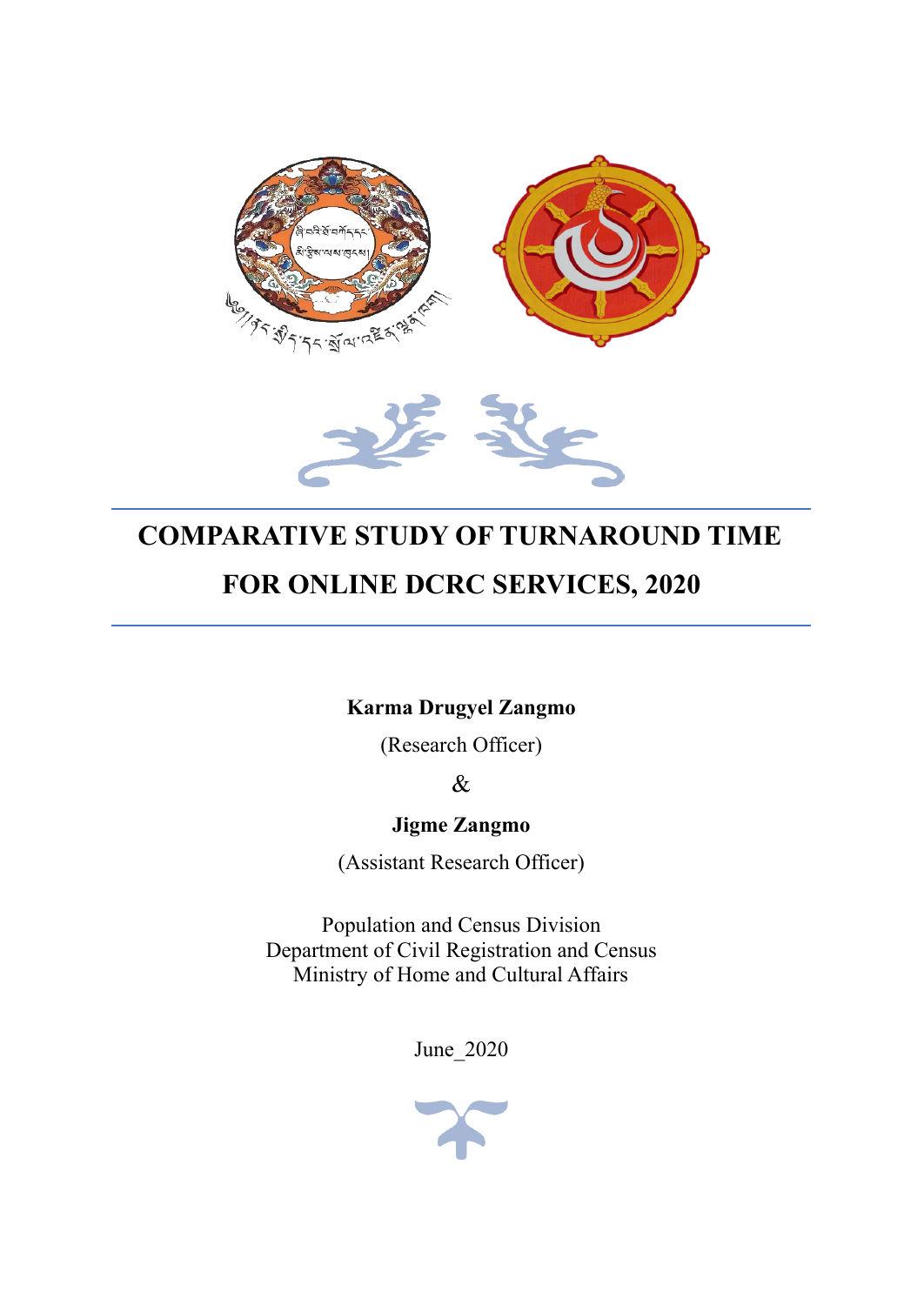# COMPARATIVE STUDY OF TURNAROUND TIME FOR ONLINE DCRC SERVICES, 2020

**Karma Drugyel Zangmo**

(Research Officer)

&

**Jigme Zangmo**

(Assistant Research Officer)

Population and Census Division
Department of Civil Registration and Census
Ministry of Home and Cultural Affairs

June_2020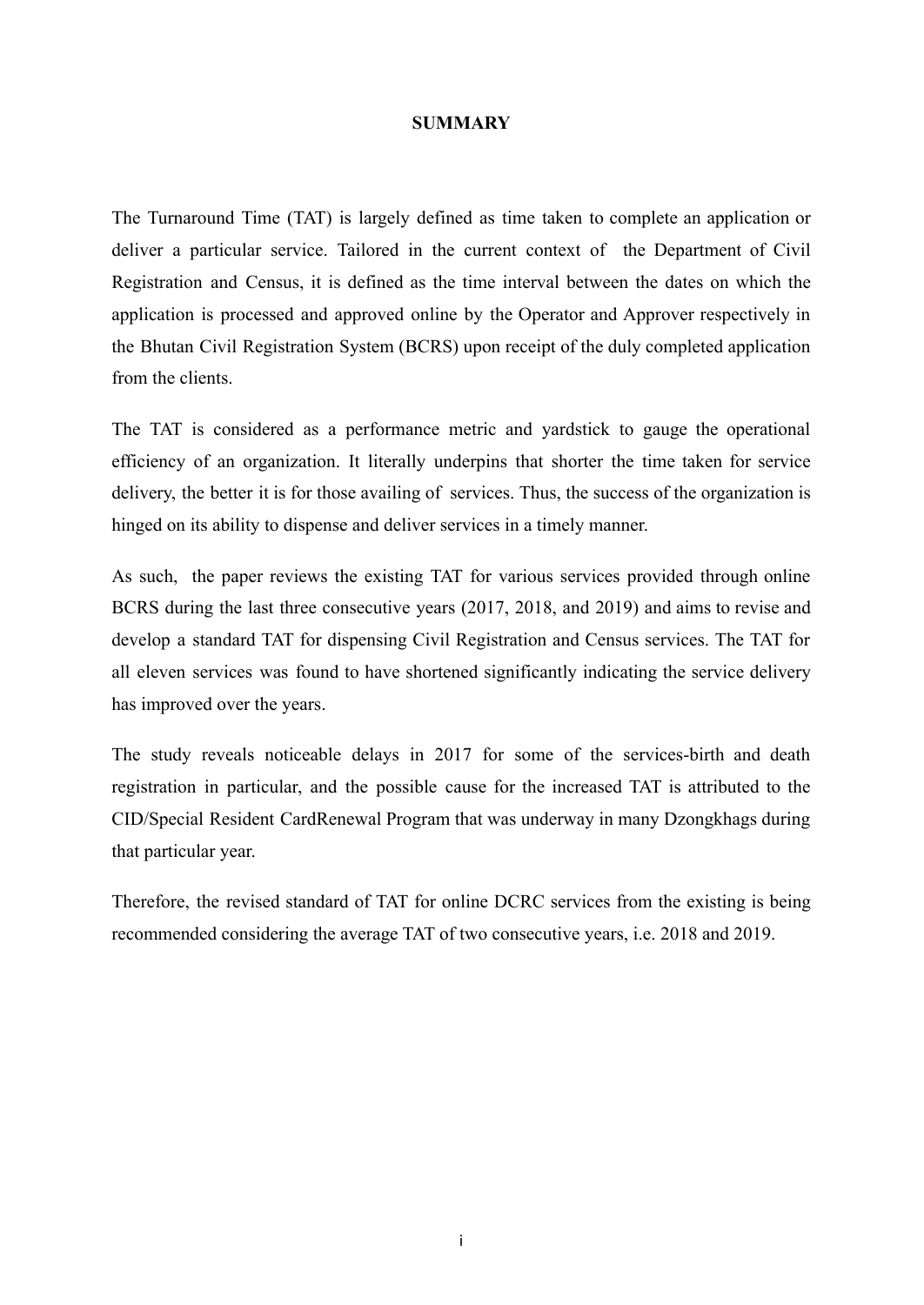# SUMMARY

The Turnaround Time (TAT) is largely defined as time taken to complete an application or deliver a particular service. Tailored in the current context of the Department of Civil Registration and Census, it is defined as the time interval between the dates on which the application is processed and approved online by the Operator and Approver respectively in the Bhutan Civil Registration System (BCRS) upon receipt of the duly completed application from the clients.

The TAT is considered as a performance metric and yardstick to gauge the operational efficiency of an organization. It literally underpins that shorter the time taken for service delivery, the better it is for those availing of services. Thus, the success of the organization is hinged on its ability to dispense and deliver services in a timely manner.

As such, the paper reviews the existing TAT for various services provided through online BCRS during the last three consecutive years (2017, 2018, and 2019) and aims to revise and develop a standard TAT for dispensing Civil Registration and Census services. The TAT for all eleven services was found to have shortened significantly indicating the service delivery has improved over the years.

The study reveals noticeable delays in 2017 for some of the services-birth and death registration in particular, and the possible cause for the increased TAT is attributed to the CID/Special Resident CardRenewal Program that was underway in many Dzongkhags during that particular year.

Therefore, the revised standard of TAT for online DCRC services from the existing is being recommended considering the average TAT of two consecutive years, i.e. 2018 and 2019.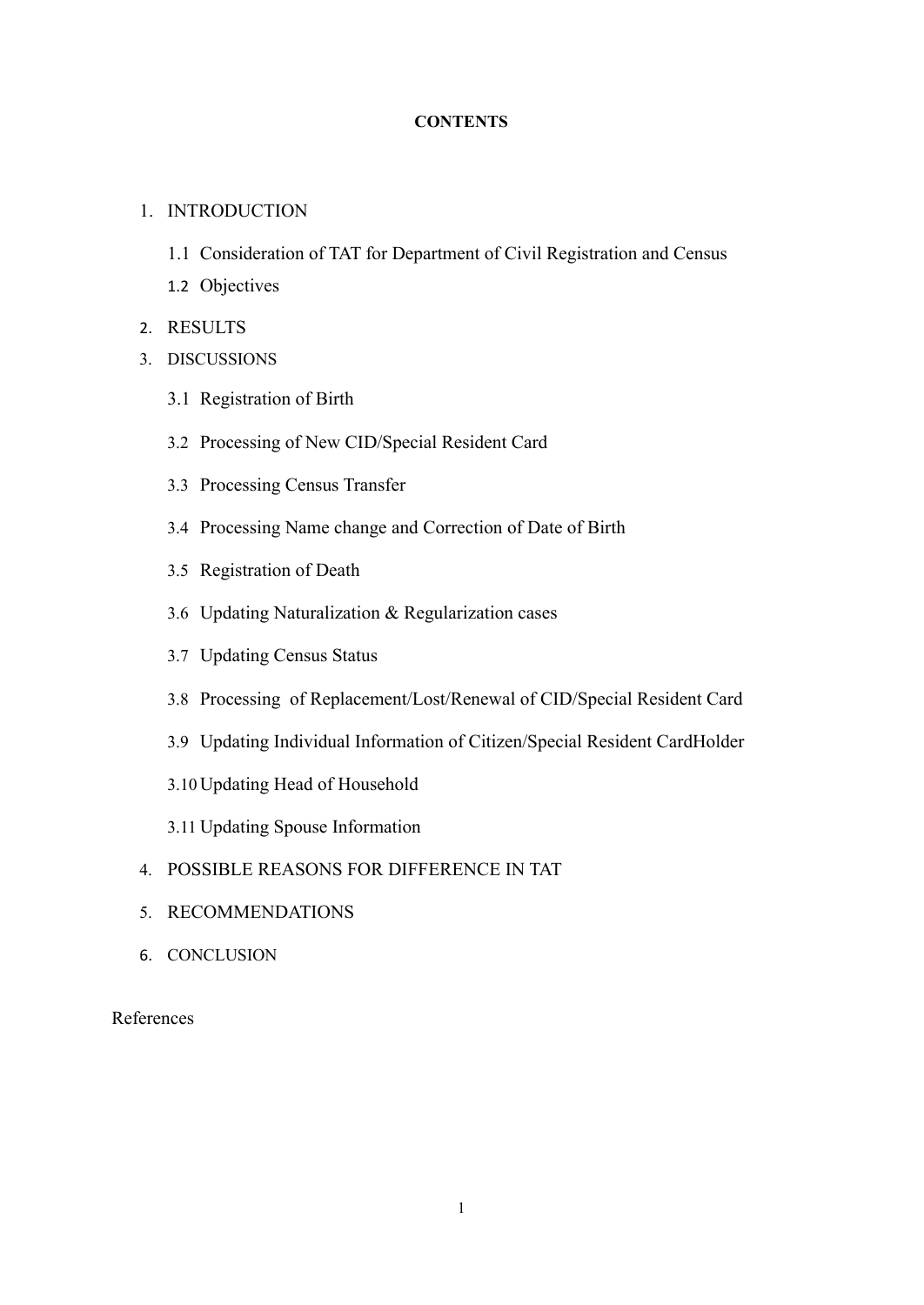**CONTENTS**

1. INTRODUCTION
   - 1.1 Consideration of TAT for Department of Civil Registration and Census
   - 1.2 Objectives
2. RESULTS
3. DISCUSSIONS
   - 3.1 Registration of Birth
   - 3.2 Processing of New CID/Special Resident Card
   - 3.3 Processing Census Transfer
   - 3.4 Processing Name change and Correction of Date of Birth
   - 3.5 Registration of Death
   - 3.6 Updating Naturalization & Regularization cases
   - 3.7 Updating Census Status
   - 3.8 Processing of Replacement/Lost/Renewal of CID/Special Resident Card
   - 3.9 Updating Individual Information of Citizen/Special Resident CardHolder
   - 3.10 Updating Head of Household
   - 3.11 Updating Spouse Information
4. POSSIBLE REASONS FOR DIFFERENCE IN TAT
5. RECOMMENDATIONS
6. CONCLUSION

References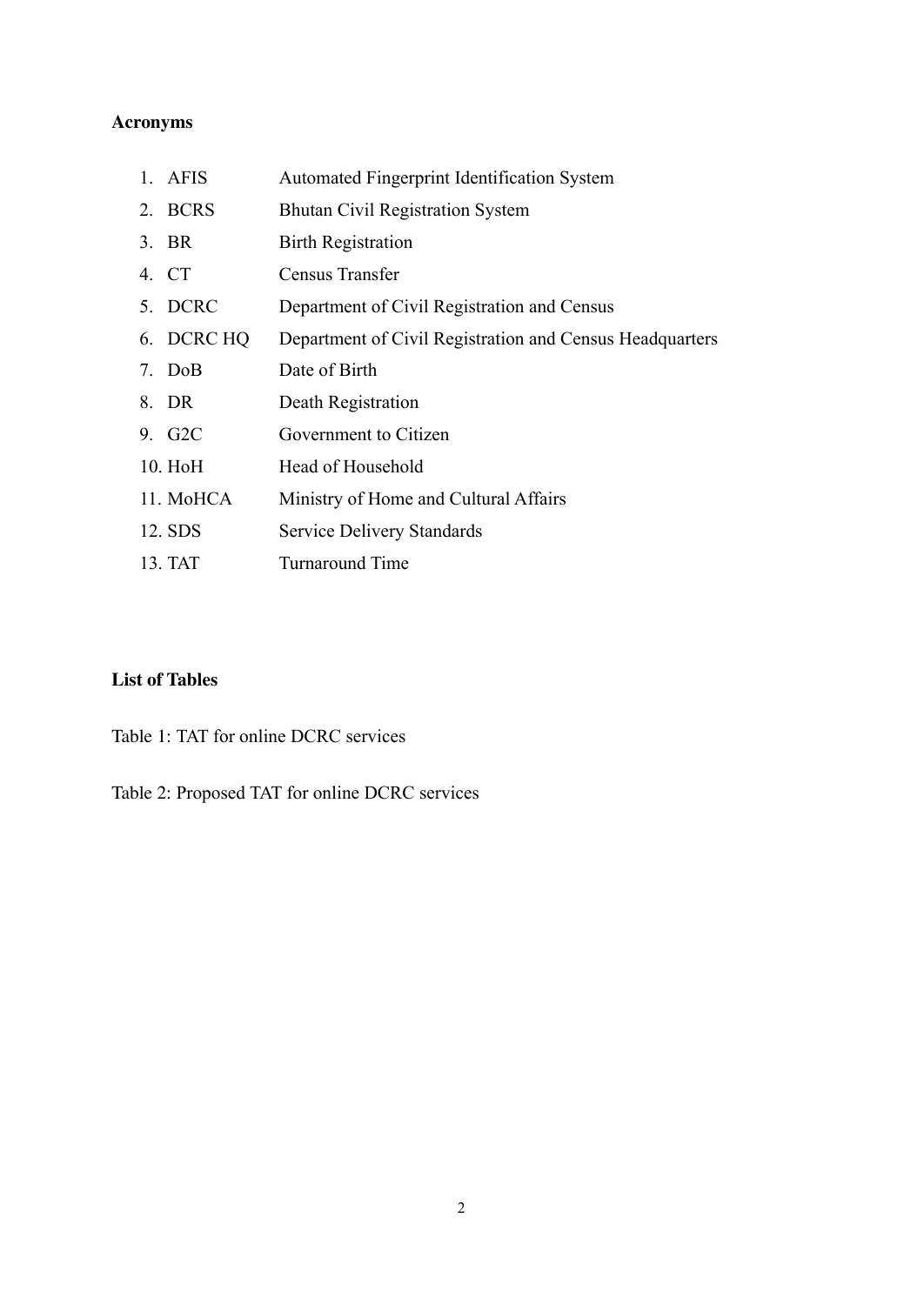**Acronyms**

1. AFIS — Automated Fingerprint Identification System
2. BCRS — Bhutan Civil Registration System
3. BR — Birth Registration
4. CT — Census Transfer
5. DCRC — Department of Civil Registration and Census
6. DCRC HQ — Department of Civil Registration and Census Headquarters
7. DoB — Date of Birth
8. DR — Death Registration
9. G2C — Government to Citizen
10. HoH — Head of Household
11. MoHCA — Ministry of Home and Cultural Affairs
12. SDS — Service Delivery Standards
13. TAT — Turnaround Time

**List of Tables**

Table 1: TAT for online DCRC services

Table 2: Proposed TAT for online DCRC services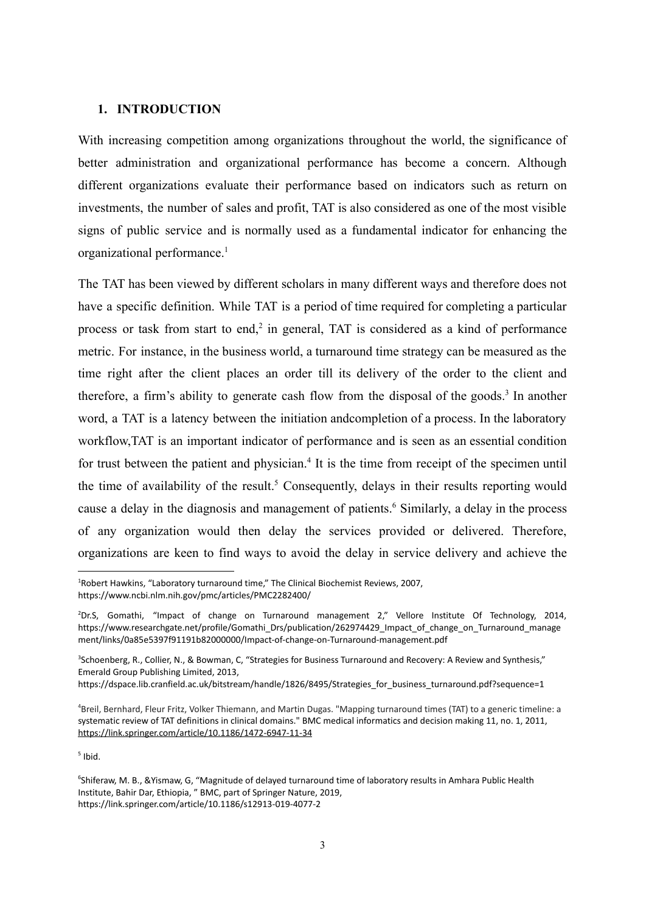## 1. INTRODUCTION

With increasing competition among organizations throughout the world, the significance of better administration and organizational performance has become a concern. Although different organizations evaluate their performance based on indicators such as return on investments, the number of sales and profit, TAT is also considered as one of the most visible signs of public service and is normally used as a fundamental indicator for enhancing the organizational performance.[1]

The TAT has been viewed by different scholars in many different ways and therefore does not have a specific definition. While TAT is a period of time required for completing a particular process or task from start to end,[2] in general, TAT is considered as a kind of performance metric. For instance, in the business world, a turnaround time strategy can be measured as the time right after the client places an order till its delivery of the order to the client and therefore, a firm's ability to generate cash flow from the disposal of the goods.[3] In another word, a TAT is a latency between the initiation andcompletion of a process. In the laboratory workflow,TAT is an important indicator of performance and is seen as an essential condition for trust between the patient and physician.[4] It is the time from receipt of the specimen until the time of availability of the result.[5] Consequently, delays in their results reporting would cause a delay in the diagnosis and management of patients.[6] Similarly, a delay in the process of any organization would then delay the services provided or delivered. Therefore, organizations are keen to find ways to avoid the delay in service delivery and achieve the

---

[1] Robert Hawkins, "Laboratory turnaround time," The Clinical Biochemist Reviews, 2007, https://www.ncbi.nlm.nih.gov/pmc/articles/PMC2282400/

[2] Dr.S, Gomathi, "Impact of change on Turnaround management 2," Vellore Institute Of Technology, 2014, https://www.researchgate.net/profile/Gomathi_Drs/publication/262974429_Impact_of_change_on_Turnaround_management/links/0a85e5397f91191b82000000/Impact-of-change-on-Turnaround-management.pdf

[3] Schoenberg, R., Collier, N., & Bowman, C, "Strategies for Business Turnaround and Recovery: A Review and Synthesis," Emerald Group Publishing Limited, 2013, https://dspace.lib.cranfield.ac.uk/bitstream/handle/1826/8495/Strategies_for_business_turnaround.pdf?sequence=1

[4] Breil, Bernhard, Fleur Fritz, Volker Thiemann, and Martin Dugas. "Mapping turnaround times (TAT) to a generic timeline: a systematic review of TAT definitions in clinical domains." BMC medical informatics and decision making 11, no. 1, 2011, https://link.springer.com/article/10.1186/1472-6947-11-34

[5] Ibid.

[6] Shiferaw, M. B., &Yismaw, G, "Magnitude of delayed turnaround time of laboratory results in Amhara Public Health Institute, Bahir Dar, Ethiopia, " BMC, part of Springer Nature, 2019, https://link.springer.com/article/10.1186/s12913-019-4077-2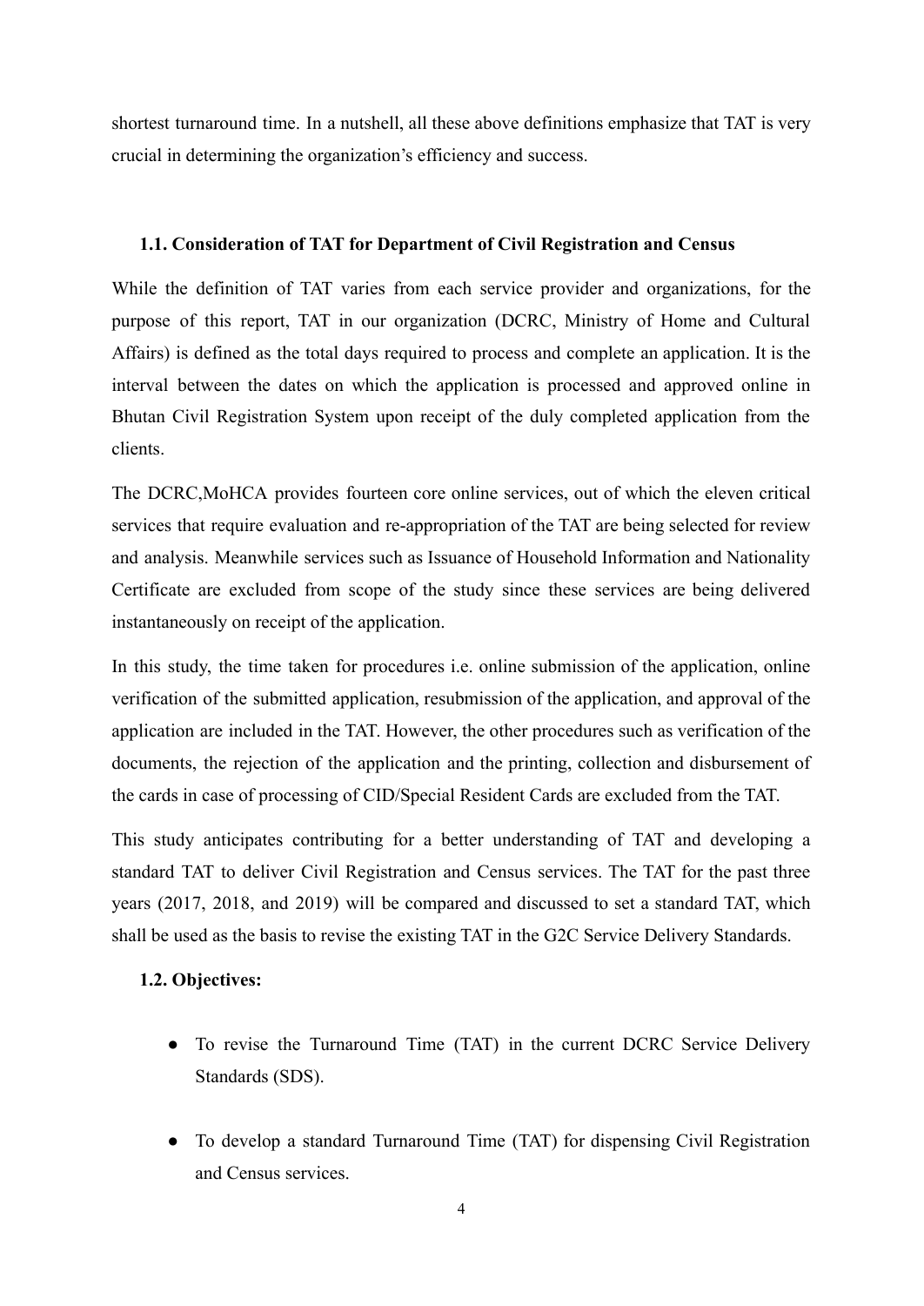shortest turnaround time. In a nutshell, all these above definitions emphasize that TAT is very crucial in determining the organization's efficiency and success.

### 1.1. Consideration of TAT for Department of Civil Registration and Census

While the definition of TAT varies from each service provider and organizations, for the purpose of this report, TAT in our organization (DCRC, Ministry of Home and Cultural Affairs) is defined as the total days required to process and complete an application. It is the interval between the dates on which the application is processed and approved online in Bhutan Civil Registration System upon receipt of the duly completed application from the clients.

The DCRC,MoHCA provides fourteen core online services, out of which the eleven critical services that require evaluation and re-appropriation of the TAT are being selected for review and analysis. Meanwhile services such as Issuance of Household Information and Nationality Certificate are excluded from scope of the study since these services are being delivered instantaneously on receipt of the application.

In this study, the time taken for procedures i.e. online submission of the application, online verification of the submitted application, resubmission of the application, and approval of the application are included in the TAT. However, the other procedures such as verification of the documents, the rejection of the application and the printing, collection and disbursement of the cards in case of processing of CID/Special Resident Cards are excluded from the TAT.

This study anticipates contributing for a better understanding of TAT and developing a standard TAT to deliver Civil Registration and Census services. The TAT for the past three years (2017, 2018, and 2019) will be compared and discussed to set a standard TAT, which shall be used as the basis to revise the existing TAT in the G2C Service Delivery Standards.

### 1.2. Objectives:

- To revise the Turnaround Time (TAT) in the current DCRC Service Delivery Standards (SDS).
- To develop a standard Turnaround Time (TAT) for dispensing Civil Registration and Census services.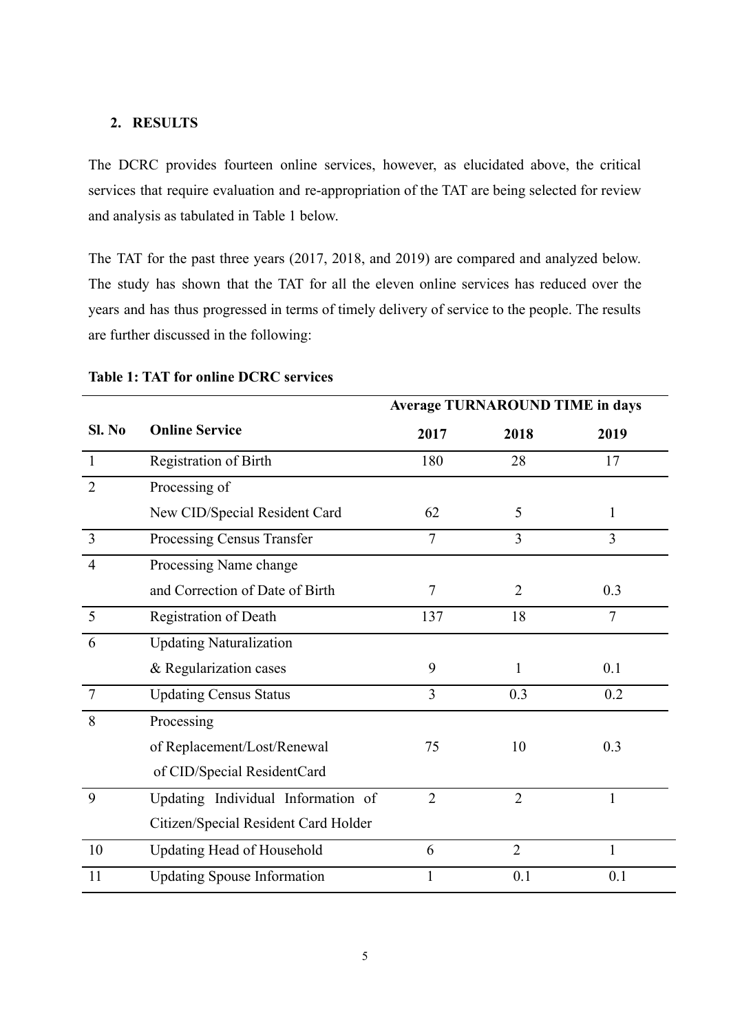## 2. RESULTS

The DCRC provides fourteen online services, however, as elucidated above, the critical services that require evaluation and re-appropriation of the TAT are being selected for review and analysis as tabulated in Table 1 below.

The TAT for the past three years (2017, 2018, and 2019) are compared and analyzed below. The study has shown that the TAT for all the eleven online services has reduced over the years and has thus progressed in terms of timely delivery of service to the people. The results are further discussed in the following:

**Table 1: TAT for online DCRC services**

| Sl. No | Online Service | Average TURNAROUND TIME in days | | |
|---|---|---|---|---|
| | | 2017 | 2018 | 2019 |
| 1 | Registration of Birth | 180 | 28 | 17 |
| 2 | Processing of New CID/Special Resident Card | 62 | 5 | 1 |
| 3 | Processing Census Transfer | 7 | 3 | 3 |
| 4 | Processing Name change and Correction of Date of Birth | 7 | 2 | 0.3 |
| 5 | Registration of Death | 137 | 18 | 7 |
| 6 | Updating Naturalization & Regularization cases | 9 | 1 | 0.1 |
| 7 | Updating Census Status | 3 | 0.3 | 0.2 |
| 8 | Processing of Replacement/Lost/Renewal of CID/Special ResidentCard | 75 | 10 | 0.3 |
| 9 | Updating Individual Information of Citizen/Special Resident Card Holder | 2 | 2 | 1 |
| 10 | Updating Head of Household | 6 | 2 | 1 |
| 11 | Updating Spouse Information | 1 | 0.1 | 0.1 |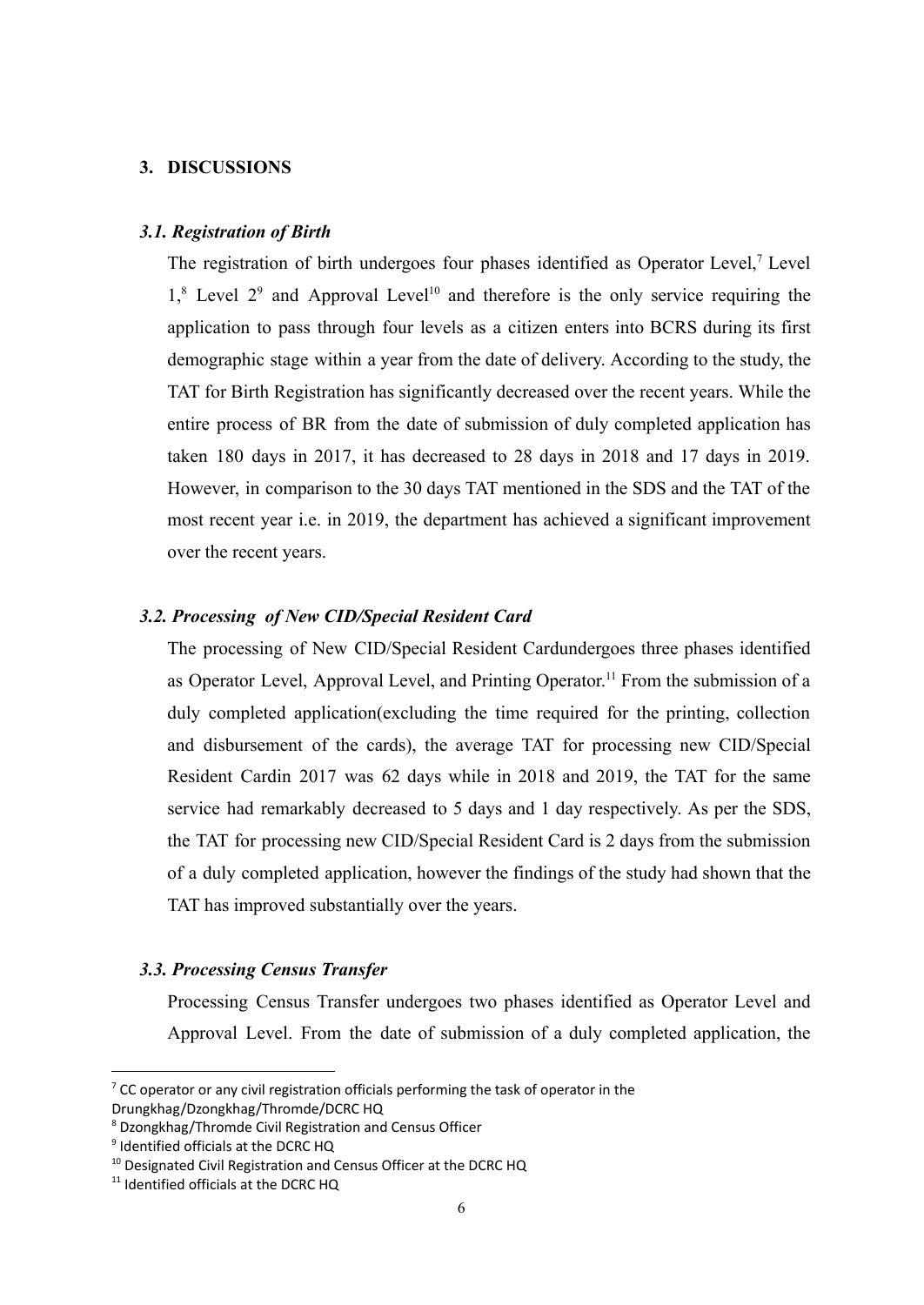## 3. DISCUSSIONS

### *3.1. Registration of Birth*

The registration of birth undergoes four phases identified as Operator Level,[7] Level 1,[8] Level 2[9] and Approval Level[10] and therefore is the only service requiring the application to pass through four levels as a citizen enters into BCRS during its first demographic stage within a year from the date of delivery. According to the study, the TAT for Birth Registration has significantly decreased over the recent years. While the entire process of BR from the date of submission of duly completed application has taken 180 days in 2017, it has decreased to 28 days in 2018 and 17 days in 2019. However, in comparison to the 30 days TAT mentioned in the SDS and the TAT of the most recent year i.e. in 2019, the department has achieved a significant improvement over the recent years.

### *3.2. Processing of New CID/Special Resident Card*

The processing of New CID/Special Resident Cardundergoes three phases identified as Operator Level, Approval Level, and Printing Operator.[11] From the submission of a duly completed application(excluding the time required for the printing, collection and disbursement of the cards), the average TAT for processing new CID/Special Resident Cardin 2017 was 62 days while in 2018 and 2019, the TAT for the same service had remarkably decreased to 5 days and 1 day respectively. As per the SDS, the TAT for processing new CID/Special Resident Card is 2 days from the submission of a duly completed application, however the findings of the study had shown that the TAT has improved substantially over the years.

### *3.3. Processing Census Transfer*

Processing Census Transfer undergoes two phases identified as Operator Level and Approval Level. From the date of submission of a duly completed application, the

---

[7] CC operator or any civil registration officials performing the task of operator in the Drungkhag/Dzongkhag/Thromde/DCRC HQ

[8] Dzongkhag/Thromde Civil Registration and Census Officer

[9] Identified officials at the DCRC HQ

[10] Designated Civil Registration and Census Officer at the DCRC HQ

[11] Identified officials at the DCRC HQ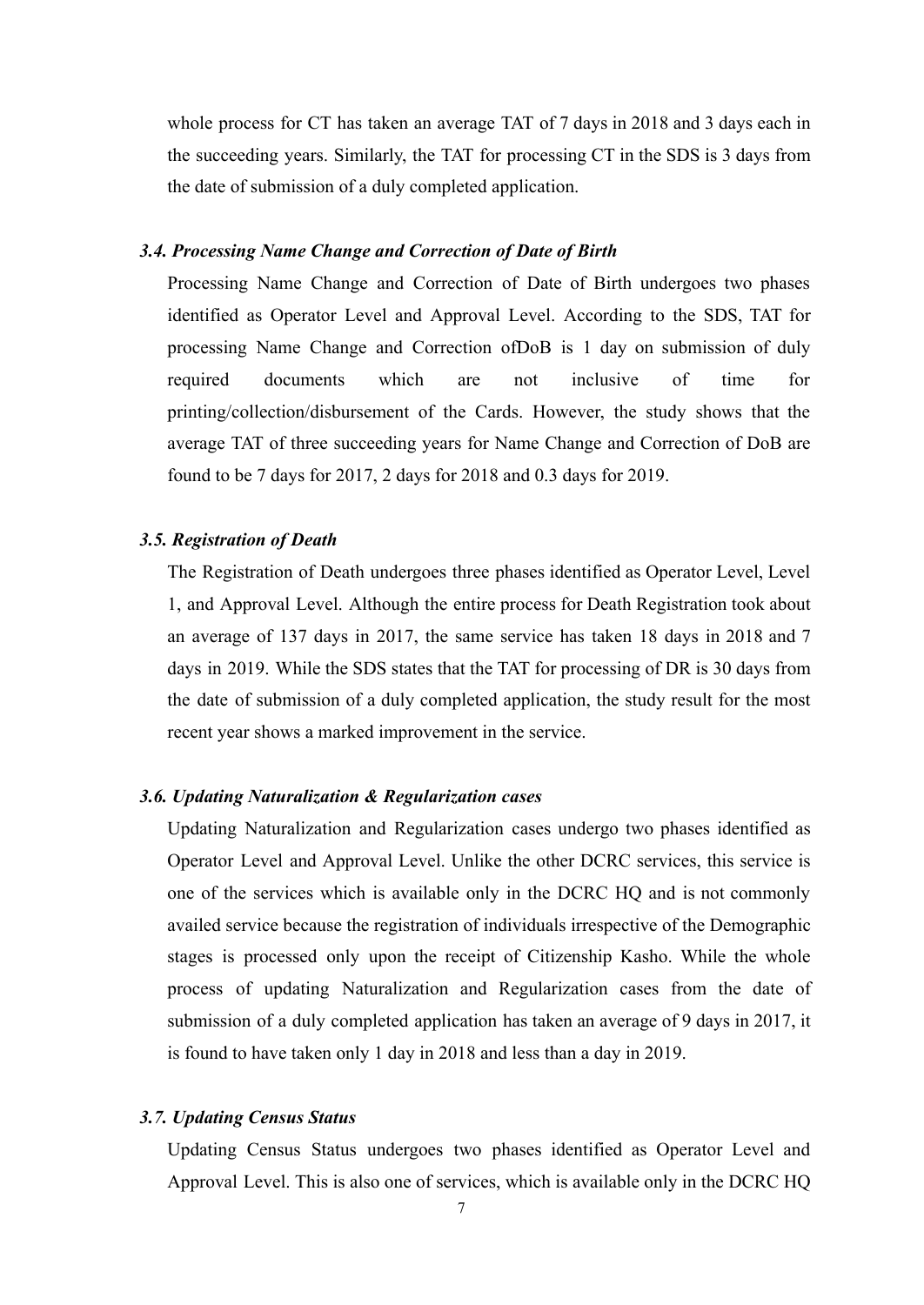whole process for CT has taken an average TAT of 7 days in 2018 and 3 days each in the succeeding years. Similarly, the TAT for processing CT in the SDS is 3 days from the date of submission of a duly completed application.

### *3.4. Processing Name Change and Correction of Date of Birth*

Processing Name Change and Correction of Date of Birth undergoes two phases identified as Operator Level and Approval Level. According to the SDS, TAT for processing Name Change and Correction ofDoB is 1 day on submission of duly required documents which are not inclusive of time for printing/collection/disbursement of the Cards. However, the study shows that the average TAT of three succeeding years for Name Change and Correction of DoB are found to be 7 days for 2017, 2 days for 2018 and 0.3 days for 2019.

### *3.5. Registration of Death*

The Registration of Death undergoes three phases identified as Operator Level, Level 1, and Approval Level. Although the entire process for Death Registration took about an average of 137 days in 2017, the same service has taken 18 days in 2018 and 7 days in 2019. While the SDS states that the TAT for processing of DR is 30 days from the date of submission of a duly completed application, the study result for the most recent year shows a marked improvement in the service.

### *3.6. Updating Naturalization & Regularization cases*

Updating Naturalization and Regularization cases undergo two phases identified as Operator Level and Approval Level. Unlike the other DCRC services, this service is one of the services which is available only in the DCRC HQ and is not commonly availed service because the registration of individuals irrespective of the Demographic stages is processed only upon the receipt of Citizenship Kasho. While the whole process of updating Naturalization and Regularization cases from the date of submission of a duly completed application has taken an average of 9 days in 2017, it is found to have taken only 1 day in 2018 and less than a day in 2019.

### *3.7. Updating Census Status*

Updating Census Status undergoes two phases identified as Operator Level and Approval Level. This is also one of services, which is available only in the DCRC HQ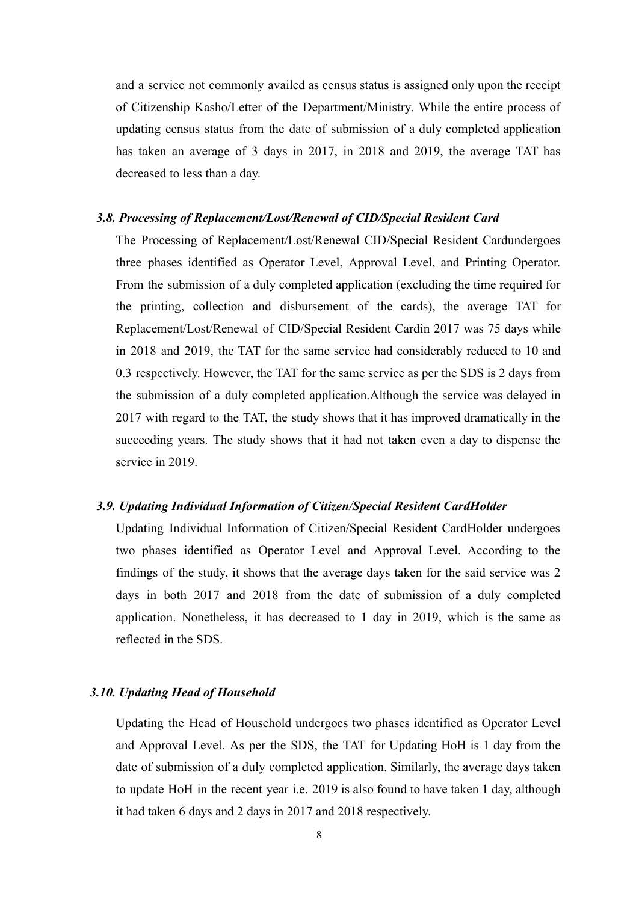and a service not commonly availed as census status is assigned only upon the receipt of Citizenship Kasho/Letter of the Department/Ministry. While the entire process of updating census status from the date of submission of a duly completed application has taken an average of 3 days in 2017, in 2018 and 2019, the average TAT has decreased to less than a day.

### *3.8. Processing of Replacement/Lost/Renewal of CID/Special Resident Card*

The Processing of Replacement/Lost/Renewal CID/Special Resident Cardundergoes three phases identified as Operator Level, Approval Level, and Printing Operator. From the submission of a duly completed application (excluding the time required for the printing, collection and disbursement of the cards), the average TAT for Replacement/Lost/Renewal of CID/Special Resident Cardin 2017 was 75 days while in 2018 and 2019, the TAT for the same service had considerably reduced to 10 and 0.3 respectively. However, the TAT for the same service as per the SDS is 2 days from the submission of a duly completed application.Although the service was delayed in 2017 with regard to the TAT, the study shows that it has improved dramatically in the succeeding years. The study shows that it had not taken even a day to dispense the service in 2019.

### *3.9. Updating Individual Information of Citizen/Special Resident CardHolder*

Updating Individual Information of Citizen/Special Resident CardHolder undergoes two phases identified as Operator Level and Approval Level. According to the findings of the study, it shows that the average days taken for the said service was 2 days in both 2017 and 2018 from the date of submission of a duly completed application. Nonetheless, it has decreased to 1 day in 2019, which is the same as reflected in the SDS.

### *3.10. Updating Head of Household*

Updating the Head of Household undergoes two phases identified as Operator Level and Approval Level. As per the SDS, the TAT for Updating HoH is 1 day from the date of submission of a duly completed application. Similarly, the average days taken to update HoH in the recent year i.e. 2019 is also found to have taken 1 day, although it had taken 6 days and 2 days in 2017 and 2018 respectively.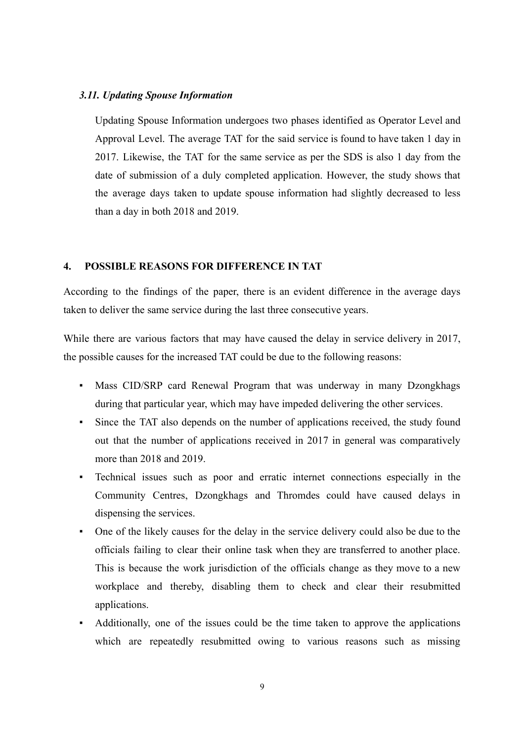### *3.11. Updating Spouse Information*

Updating Spouse Information undergoes two phases identified as Operator Level and Approval Level. The average TAT for the said service is found to have taken 1 day in 2017. Likewise, the TAT for the same service as per the SDS is also 1 day from the date of submission of a duly completed application. However, the study shows that the average days taken to update spouse information had slightly decreased to less than a day in both 2018 and 2019.

## 4. POSSIBLE REASONS FOR DIFFERENCE IN TAT

According to the findings of the paper, there is an evident difference in the average days taken to deliver the same service during the last three consecutive years.

While there are various factors that may have caused the delay in service delivery in 2017, the possible causes for the increased TAT could be due to the following reasons:

- Mass CID/SRP card Renewal Program that was underway in many Dzongkhags during that particular year, which may have impeded delivering the other services.
- Since the TAT also depends on the number of applications received, the study found out that the number of applications received in 2017 in general was comparatively more than 2018 and 2019.
- Technical issues such as poor and erratic internet connections especially in the Community Centres, Dzongkhags and Thromdes could have caused delays in dispensing the services.
- One of the likely causes for the delay in the service delivery could also be due to the officials failing to clear their online task when they are transferred to another place. This is because the work jurisdiction of the officials change as they move to a new workplace and thereby, disabling them to check and clear their resubmitted applications.
- Additionally, one of the issues could be the time taken to approve the applications which are repeatedly resubmitted owing to various reasons such as missing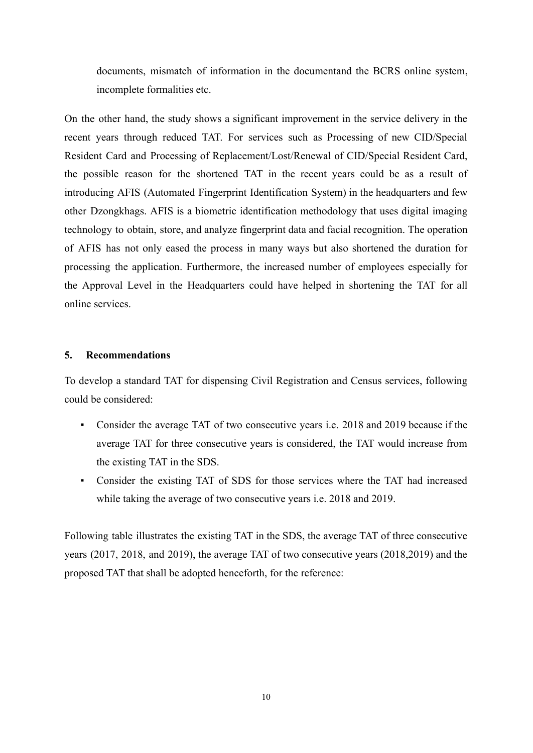documents, mismatch of information in the documentand the BCRS online system, incomplete formalities etc.

On the other hand, the study shows a significant improvement in the service delivery in the recent years through reduced TAT. For services such as Processing of new CID/Special Resident Card and Processing of Replacement/Lost/Renewal of CID/Special Resident Card, the possible reason for the shortened TAT in the recent years could be as a result of introducing AFIS (Automated Fingerprint Identification System) in the headquarters and few other Dzongkhags. AFIS is a biometric identification methodology that uses digital imaging technology to obtain, store, and analyze fingerprint data and facial recognition. The operation of AFIS has not only eased the process in many ways but also shortened the duration for processing the application. Furthermore, the increased number of employees especially for the Approval Level in the Headquarters could have helped in shortening the TAT for all online services.

## 5. Recommendations

To develop a standard TAT for dispensing Civil Registration and Census services, following could be considered:

- Consider the average TAT of two consecutive years i.e. 2018 and 2019 because if the average TAT for three consecutive years is considered, the TAT would increase from the existing TAT in the SDS.
- Consider the existing TAT of SDS for those services where the TAT had increased while taking the average of two consecutive years i.e. 2018 and 2019.

Following table illustrates the existing TAT in the SDS, the average TAT of three consecutive years (2017, 2018, and 2019), the average TAT of two consecutive years (2018,2019) and the proposed TAT that shall be adopted henceforth, for the reference: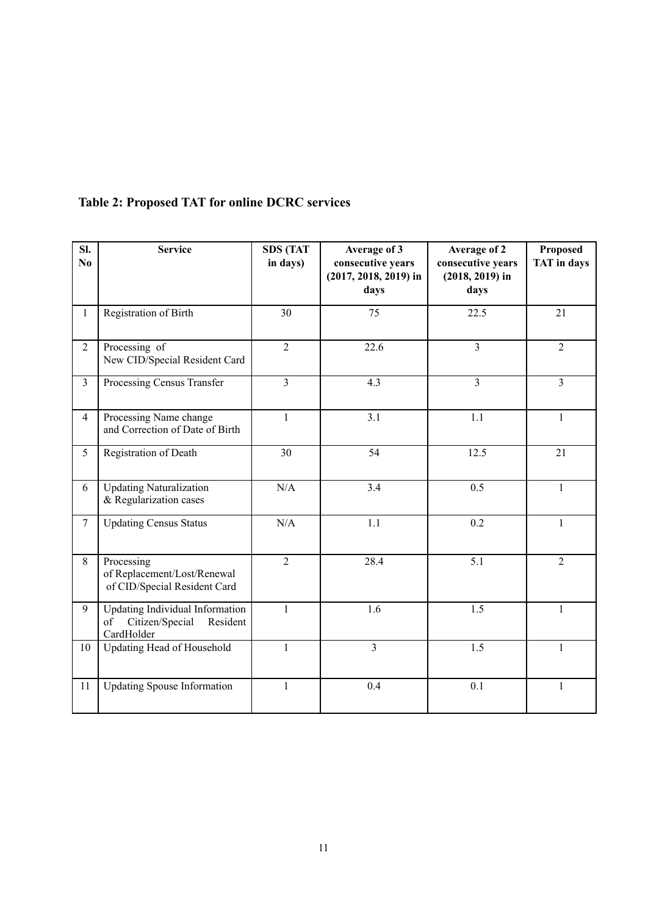**Table 2: Proposed TAT for online DCRC services**

| Sl. No | Service | SDS (TAT in days) | Average of 3 consecutive years (2017, 2018, 2019) in days | Average of 2 consecutive years (2018, 2019) in days | Proposed TAT in days |
|---|---|---|---|---|---|
| 1 | Registration of Birth | 30 | 75 | 22.5 | 21 |
| 2 | Processing of New CID/Special Resident Card | 2 | 22.6 | 3 | 2 |
| 3 | Processing Census Transfer | 3 | 4.3 | 3 | 3 |
| 4 | Processing Name change and Correction of Date of Birth | 1 | 3.1 | 1.1 | 1 |
| 5 | Registration of Death | 30 | 54 | 12.5 | 21 |
| 6 | Updating Naturalization & Regularization cases | N/A | 3.4 | 0.5 | 1 |
| 7 | Updating Census Status | N/A | 1.1 | 0.2 | 1 |
| 8 | Processing of Replacement/Lost/Renewal of CID/Special Resident Card | 2 | 28.4 | 5.1 | 2 |
| 9 | Updating Individual Information of Citizen/Special Resident CardHolder | 1 | 1.6 | 1.5 | 1 |
| 10 | Updating Head of Household | 1 | 3 | 1.5 | 1 |
| 11 | Updating Spouse Information | 1 | 0.4 | 0.1 | 1 |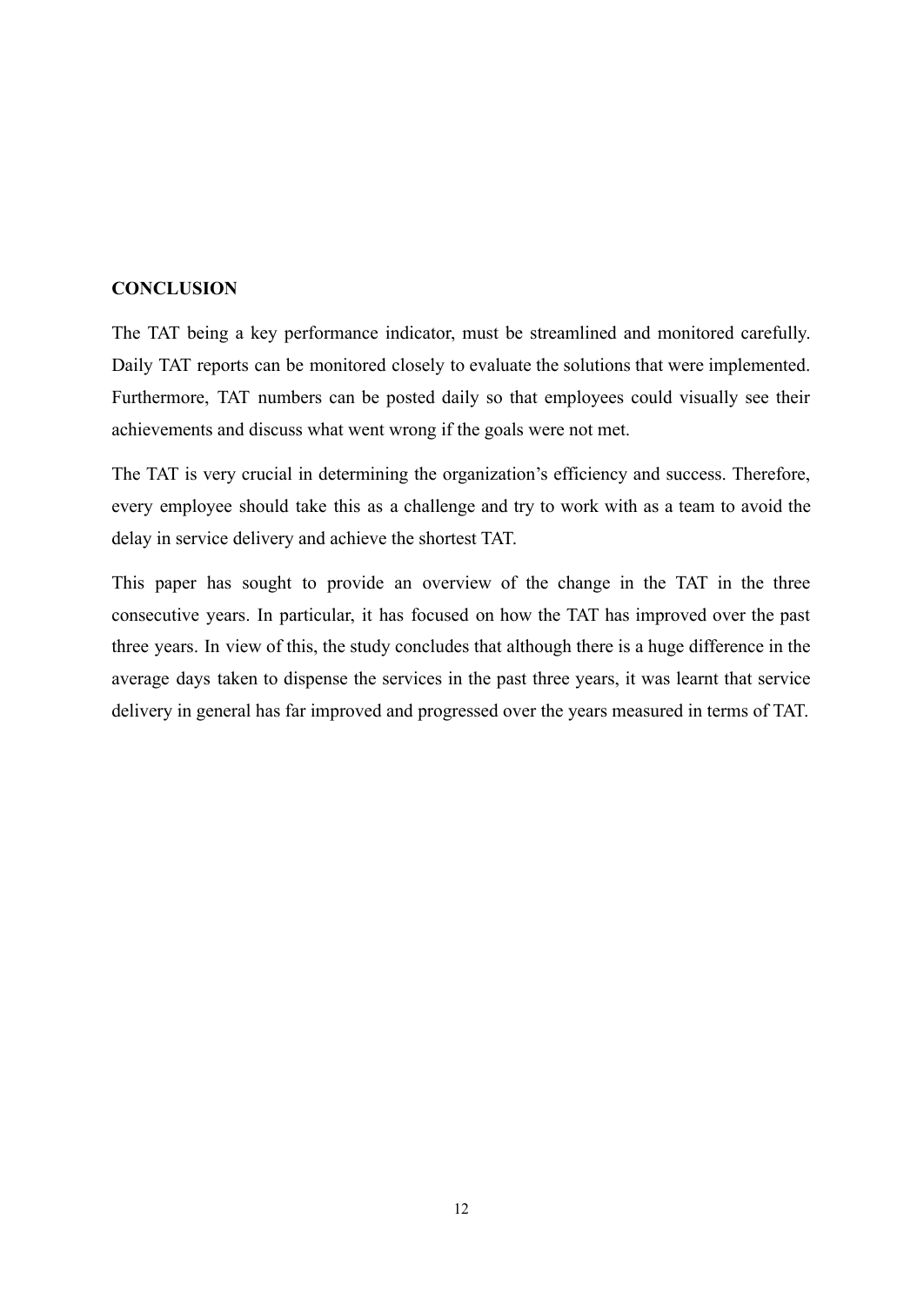## CONCLUSION

The TAT being a key performance indicator, must be streamlined and monitored carefully. Daily TAT reports can be monitored closely to evaluate the solutions that were implemented. Furthermore, TAT numbers can be posted daily so that employees could visually see their achievements and discuss what went wrong if the goals were not met.

The TAT is very crucial in determining the organization's efficiency and success. Therefore, every employee should take this as a challenge and try to work with as a team to avoid the delay in service delivery and achieve the shortest TAT.

This paper has sought to provide an overview of the change in the TAT in the three consecutive years. In particular, it has focused on how the TAT has improved over the past three years. In view of this, the study concludes that although there is a huge difference in the average days taken to dispense the services in the past three years, it was learnt that service delivery in general has far improved and progressed over the years measured in terms of TAT.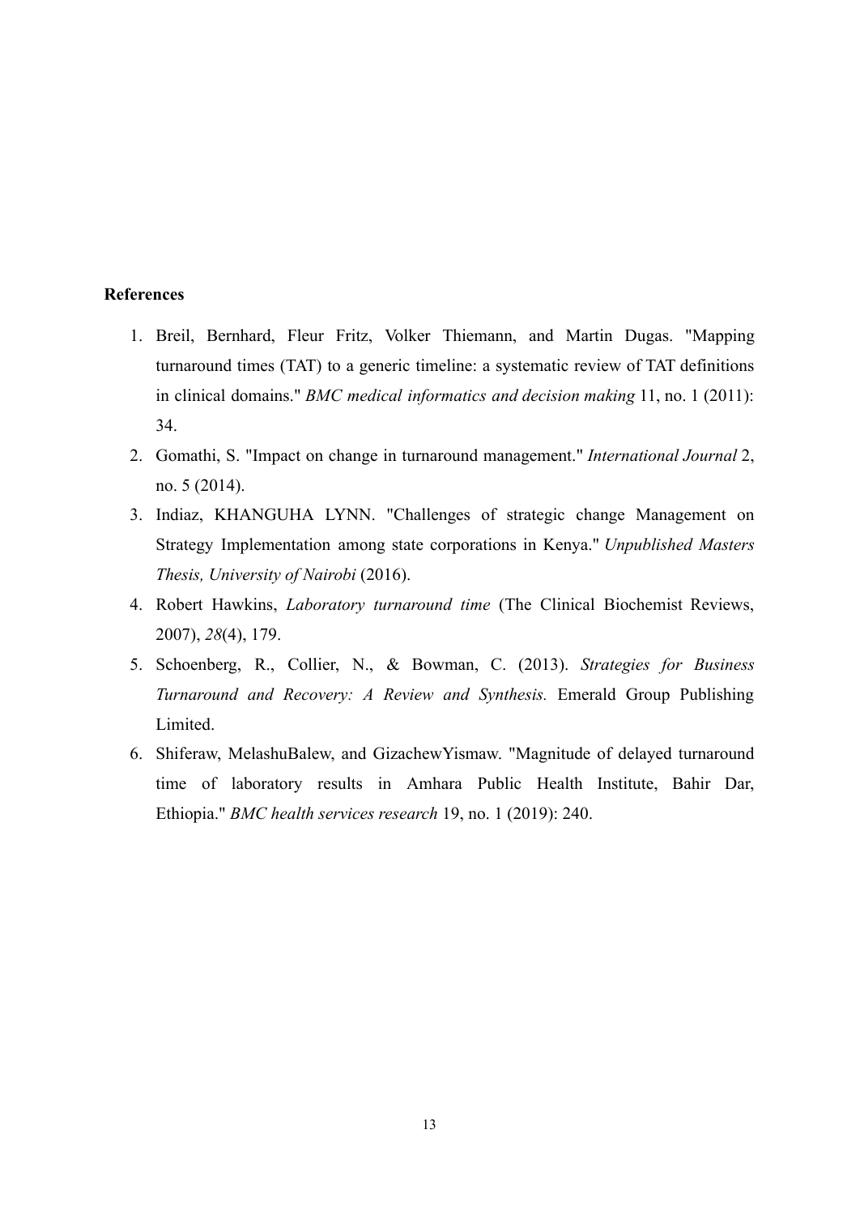**References**

1. Breil, Bernhard, Fleur Fritz, Volker Thiemann, and Martin Dugas. "Mapping turnaround times (TAT) to a generic timeline: a systematic review of TAT definitions in clinical domains." *BMC medical informatics and decision making* 11, no. 1 (2011): 34.
2. Gomathi, S. "Impact on change in turnaround management." *International Journal* 2, no. 5 (2014).
3. Indiaz, KHANGUHA LYNN. "Challenges of strategic change Management on Strategy Implementation among state corporations in Kenya." *Unpublished Masters Thesis, University of Nairobi* (2016).
4. Robert Hawkins, *Laboratory turnaround time* (The Clinical Biochemist Reviews, 2007), *28*(4), 179.
5. Schoenberg, R., Collier, N., & Bowman, C. (2013). *Strategies for Business Turnaround and Recovery: A Review and Synthesis.* Emerald Group Publishing Limited.
6. Shiferaw, MelashuBalew, and GizachewYismaw. "Magnitude of delayed turnaround time of laboratory results in Amhara Public Health Institute, Bahir Dar, Ethiopia." *BMC health services research* 19, no. 1 (2019): 240.